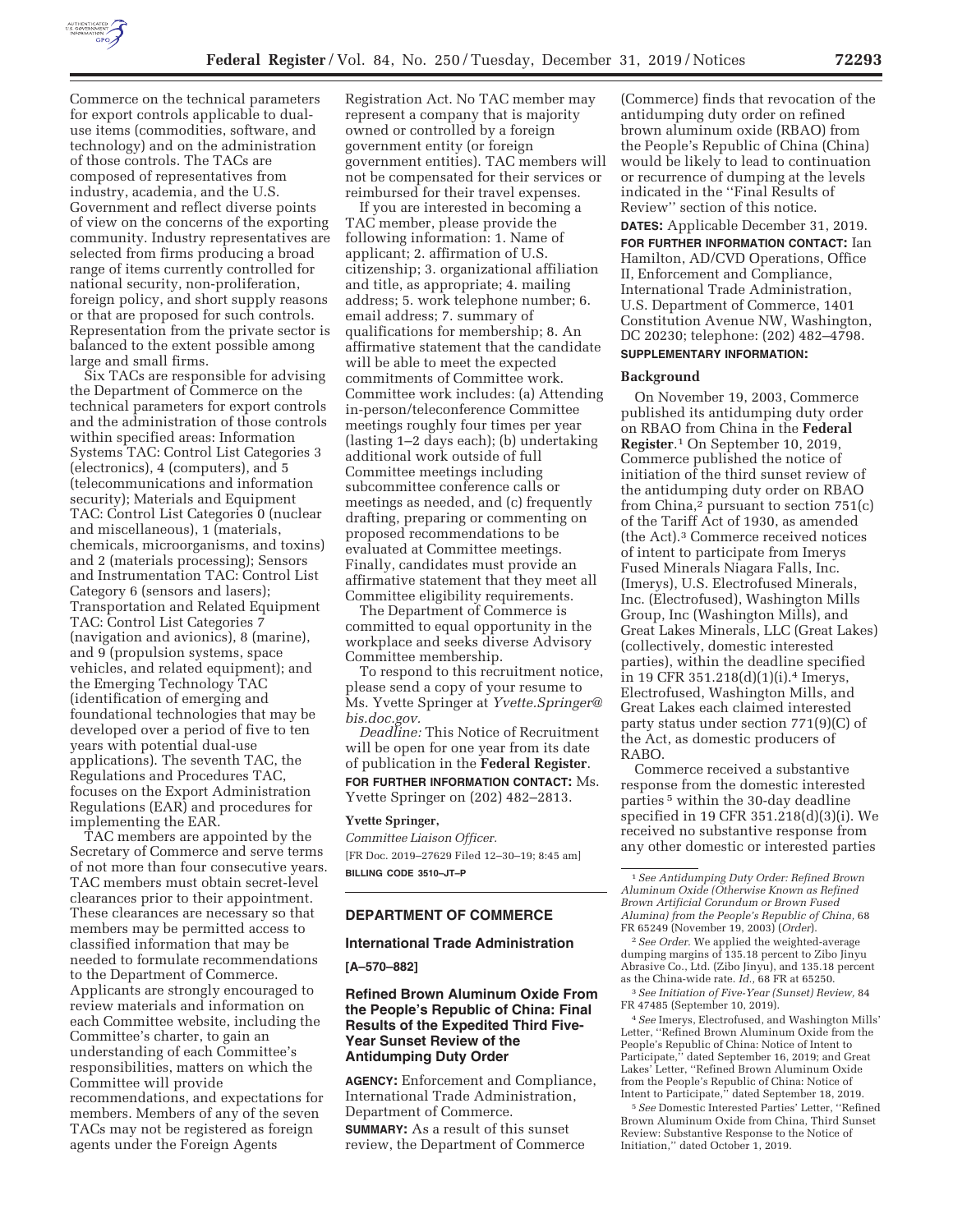Commerce on the technical parameters for export controls applicable to dual-use items (commodities, software, and technology) and on the administration of those controls. The TACs are composed of representatives from industry, academia, and the U.S. Government and reflect diverse points of view on the concerns of the exporting community. Industry representatives are selected from firms producing a broad range of items currently controlled for national security, non-proliferation, foreign policy, and short supply reasons or that are proposed for such controls. Representation from the private sector is balanced to the extent possible among large and small firms.

Six TACs are responsible for advising the Department of Commerce on the technical parameters for export controls and the administration of those controls within specified areas: Information Systems TAC: Control List Categories 3 (electronics), 4 (computers), and 5 (telecommunications and information security); Materials and Equipment TAC: Control List Categories 0 (nuclear and miscellaneous), 1 (materials, chemicals, microorganisms, and toxins) and 2 (materials processing); Sensors and Instrumentation TAC: Control List Category 6 (sensors and lasers); Transportation and Related Equipment TAC: Control List Categories 7 (navigation and avionics), 8 (marine), and 9 (propulsion systems, space vehicles, and related equipment); and the Emerging Technology TAC (identification of emerging and foundational technologies that may be developed over a period of five to ten years with potential dual-use applications). The seventh TAC, the Regulations and Procedures TAC, focuses on the Export Administration Regulations (EAR) and procedures for implementing the EAR.

TAC members are appointed by the Secretary of Commerce and serve terms of not more than four consecutive years. TAC members must obtain secret-level clearances prior to their appointment. These clearances are necessary so that members may be permitted access to classified information that may be needed to formulate recommendations to the Department of Commerce. Applicants are strongly encouraged to review materials and information on each Committee website, including the Committee's charter, to gain an understanding of each Committee's responsibilities, matters on which the Committee will provide recommendations, and expectations for members. Members of any of the seven TACs may not be registered as foreign agents under the Foreign Agents Registration Act. No TAC member may represent a company that is majority owned or controlled by a foreign government entity (or foreign government entities). TAC members will not be compensated for their services or reimbursed for their travel expenses.

If you are interested in becoming a TAC member, please provide the following information: 1. Name of applicant; 2. affirmation of U.S. citizenship; 3. organizational affiliation and title, as appropriate; 4. mailing address; 5. work telephone number; 6. email address; 7. summary of qualifications for membership; 8. An affirmative statement that the candidate will be able to meet the expected commitments of Committee work. Committee work includes: (a) Attending in-person/teleconference Committee meetings roughly four times per year (lasting 1–2 days each); (b) undertaking additional work outside of full Committee meetings including subcommittee conference calls or meetings as needed, and (c) frequently drafting, preparing or commenting on proposed recommendations to be evaluated at Committee meetings. Finally, candidates must provide an affirmative statement that they meet all Committee eligibility requirements.

The Department of Commerce is committed to equal opportunity in the workplace and seeks diverse Advisory Committee membership.

To respond to this recruitment notice, please send a copy of your resume to Ms. Yvette Springer at *Yvette.Springer@bis.doc.gov.*

*Deadline:* This Notice of Recruitment will be open for one year from its date of publication in the **Federal Register**.

**FOR FURTHER INFORMATION CONTACT:** Ms. Yvette Springer on (202) 482–2813.

**Yvette Springer,**

*Committee Liaison Officer.*

[FR Doc. 2019–27629 Filed 12–30–19; 8:45 am]

**BILLING CODE 3510–JT–P**

---

## DEPARTMENT OF COMMERCE

### International Trade Administration

**[A–570–882]**

### Refined Brown Aluminum Oxide From the People's Republic of China: Final Results of the Expedited Third Five-Year Sunset Review of the Antidumping Duty Order

**AGENCY:** Enforcement and Compliance, International Trade Administration, Department of Commerce.

**SUMMARY:** As a result of this sunset review, the Department of Commerce (Commerce) finds that revocation of the antidumping duty order on refined brown aluminum oxide (RBAO) from the People's Republic of China (China) would be likely to lead to continuation or recurrence of dumping at the levels indicated in the ''Final Results of Review'' section of this notice.

**DATES:** Applicable December 31, 2019.

**FOR FURTHER INFORMATION CONTACT:** Ian Hamilton, AD/CVD Operations, Office II, Enforcement and Compliance, International Trade Administration, U.S. Department of Commerce, 1401 Constitution Avenue NW, Washington, DC 20230; telephone: (202) 482–4798.

**SUPPLEMENTARY INFORMATION:**

#### Background

On November 19, 2003, Commerce published its antidumping duty order on RBAO from China in the **Federal Register**.[1] On September 10, 2019, Commerce published the notice of initiation of the third sunset review of the antidumping duty order on RBAO from China,[2] pursuant to section 751(c) of the Tariff Act of 1930, as amended (the Act).[3] Commerce received notices of intent to participate from Imerys Fused Minerals Niagara Falls, Inc. (Imerys), U.S. Electrofused Minerals, Inc. (Electrofused), Washington Mills Group, Inc (Washington Mills), and Great Lakes Minerals, LLC (Great Lakes) (collectively, domestic interested parties), within the deadline specified in 19 CFR 351.218(d)(1)(i).[4] Imerys, Electrofused, Washington Mills, and Great Lakes each claimed interested party status under section 771(9)(C) of the Act, as domestic producers of RABO.

Commerce received a substantive response from the domestic interested parties[5] within the 30-day deadline specified in 19 CFR 351.218(d)(3)(i). We received no substantive response from any other domestic or interested parties

---

[1] *See Antidumping Duty Order: Refined Brown Aluminum Oxide (Otherwise Known as Refined Brown Artificial Corundum or Brown Fused Alumina) from the People's Republic of China,* 68 FR 65249 (November 19, 2003) (*Order*).

[2] *See Order.* We applied the weighted-average dumping margins of 135.18 percent to Zibo Jinyu Abrasive Co., Ltd. (Zibo Jinyu), and 135.18 percent as the China-wide rate. *Id.,* 68 FR at 65250.

[3] *See Initiation of Five-Year (Sunset) Review,* 84 FR 47485 (September 10, 2019).

[4] *See* Imerys, Electrofused, and Washington Mills' Letter, ''Refined Brown Aluminum Oxide from the People's Republic of China: Notice of Intent to Participate,'' dated September 16, 2019; and Great Lakes' Letter, ''Refined Brown Aluminum Oxide from the People's Republic of China: Notice of Intent to Participate,'' dated September 18, 2019.

[5] *See* Domestic Interested Parties' Letter, ''Refined Brown Aluminum Oxide from China, Third Sunset Review: Substantive Response to the Notice of Initiation,'' dated October 1, 2019.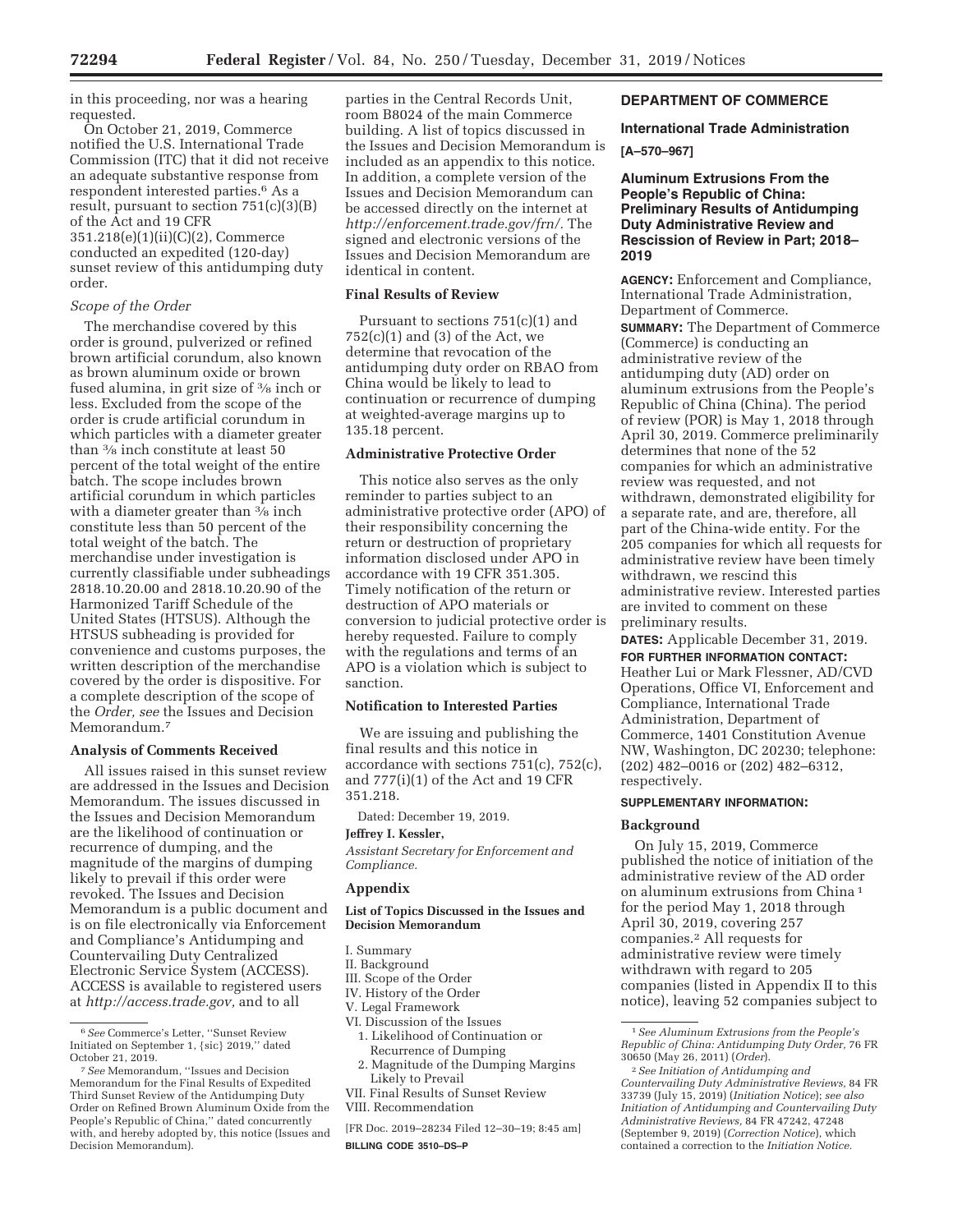in this proceeding, nor was a hearing requested.

On October 21, 2019, Commerce notified the U.S. International Trade Commission (ITC) that it did not receive an adequate substantive response from respondent interested parties.[6] As a result, pursuant to section 751(c)(3)(B) of the Act and 19 CFR 351.218(e)(1)(ii)(C)(2), Commerce conducted an expedited (120-day) sunset review of this antidumping duty order.

*Scope of the Order*

The merchandise covered by this order is ground, pulverized or refined brown artificial corundum, also known as brown aluminum oxide or brown fused alumina, in grit size of ⅜ inch or less. Excluded from the scope of the order is crude artificial corundum in which particles with a diameter greater than ⅜ inch constitute at least 50 percent of the total weight of the entire batch. The scope includes brown artificial corundum in which particles with a diameter greater than ⅜ inch constitute less than 50 percent of the total weight of the batch. The merchandise under investigation is currently classifiable under subheadings 2818.10.20.00 and 2818.10.20.90 of the Harmonized Tariff Schedule of the United States (HTSUS). Although the HTSUS subheading is provided for convenience and customs purposes, the written description of the merchandise covered by the order is dispositive. For a complete description of the scope of the *Order, see* the Issues and Decision Memorandum.[7]

**Analysis of Comments Received**

All issues raised in this sunset review are addressed in the Issues and Decision Memorandum. The issues discussed in the Issues and Decision Memorandum are the likelihood of continuation or recurrence of dumping, and the magnitude of the margins of dumping likely to prevail if this order were revoked. The Issues and Decision Memorandum is a public document and is on file electronically via Enforcement and Compliance's Antidumping and Countervailing Duty Centralized Electronic Service System (ACCESS). ACCESS is available to registered users at *http://access.trade.gov,* and to all parties in the Central Records Unit, room B8024 of the main Commerce building. A list of topics discussed in the Issues and Decision Memorandum is included as an appendix to this notice. In addition, a complete version of the Issues and Decision Memorandum can be accessed directly on the internet at *http://enforcement.trade.gov/frn/.* The signed and electronic versions of the Issues and Decision Memorandum are identical in content.

**Final Results of Review**

Pursuant to sections 751(c)(1) and 752(c)(1) and (3) of the Act, we determine that revocation of the antidumping duty order on RBAO from China would be likely to lead to continuation or recurrence of dumping at weighted-average margins up to 135.18 percent.

**Administrative Protective Order**

This notice also serves as the only reminder to parties subject to an administrative protective order (APO) of their responsibility concerning the return or destruction of proprietary information disclosed under APO in accordance with 19 CFR 351.305. Timely notification of the return or destruction of APO materials or conversion to judicial protective order is hereby requested. Failure to comply with the regulations and terms of an APO is a violation which is subject to sanction.

**Notification to Interested Parties**

We are issuing and publishing the final results and this notice in accordance with sections 751(c), 752(c), and 777(i)(1) of the Act and 19 CFR 351.218.

Dated: December 19, 2019.

**Jeffrey I. Kessler,**

*Assistant Secretary for Enforcement and Compliance.*

## Appendix

**List of Topics Discussed in the Issues and Decision Memorandum**

I. Summary
II. Background
III. Scope of the Order
IV. History of the Order
V. Legal Framework
VI. Discussion of the Issues
 1. Likelihood of Continuation or Recurrence of Dumping
 2. Magnitude of the Dumping Margins Likely to Prevail
VII. Final Results of Sunset Review
VIII. Recommendation

[FR Doc. 2019–28234 Filed 12–30–19; 8:45 am]

**BILLING CODE 3510–DS–P**

[6] *See* Commerce's Letter, "Sunset Review Initiated on September 1, {sic} 2019," dated October 21, 2019.

[7] *See* Memorandum, "Issues and Decision Memorandum for the Final Results of Expedited Third Sunset Review of the Antidumping Duty Order on Refined Brown Aluminum Oxide from the People's Republic of China," dated concurrently with, and hereby adopted by, this notice (Issues and Decision Memorandum).

## DEPARTMENT OF COMMERCE

### International Trade Administration

**[A–570–967]**

### Aluminum Extrusions From the People's Republic of China: Preliminary Results of Antidumping Duty Administrative Review and Rescission of Review in Part; 2018–2019

**AGENCY:** Enforcement and Compliance, International Trade Administration, Department of Commerce.

**SUMMARY:** The Department of Commerce (Commerce) is conducting an administrative review of the antidumping duty (AD) order on aluminum extrusions from the People's Republic of China (China). The period of review (POR) is May 1, 2018 through April 30, 2019. Commerce preliminarily determines that none of the 52 companies for which an administrative review was requested, and not withdrawn, demonstrated eligibility for a separate rate, and are, therefore, all part of the China-wide entity. For the 205 companies for which all requests for administrative review have been timely withdrawn, we rescind this administrative review. Interested parties are invited to comment on these preliminary results.

**DATES:** Applicable December 31, 2019.

**FOR FURTHER INFORMATION CONTACT:** Heather Lui or Mark Flessner, AD/CVD Operations, Office VI, Enforcement and Compliance, International Trade Administration, Department of Commerce, 1401 Constitution Avenue NW, Washington, DC 20230; telephone: (202) 482–0016 or (202) 482–6312, respectively.

**SUPPLEMENTARY INFORMATION:**

**Background**

On July 15, 2019, Commerce published the notice of initiation of the administrative review of the AD order on aluminum extrusions from China[1] for the period May 1, 2018 through April 30, 2019, covering 257 companies.[2] All requests for administrative review were timely withdrawn with regard to 205 companies (listed in Appendix II to this notice), leaving 52 companies subject to

[1] *See Aluminum Extrusions from the People's Republic of China: Antidumping Duty Order,* 76 FR 30650 (May 26, 2011) (*Order*).

[2] *See Initiation of Antidumping and Countervailing Duty Administrative Reviews,* 84 FR 33739 (July 15, 2019) (*Initiation Notice*); *see also Initiation of Antidumping and Countervailing Duty Administrative Reviews,* 84 FR 47242, 47248 (September 9, 2019) (*Correction Notice*), which contained a correction to the *Initiation Notice.*